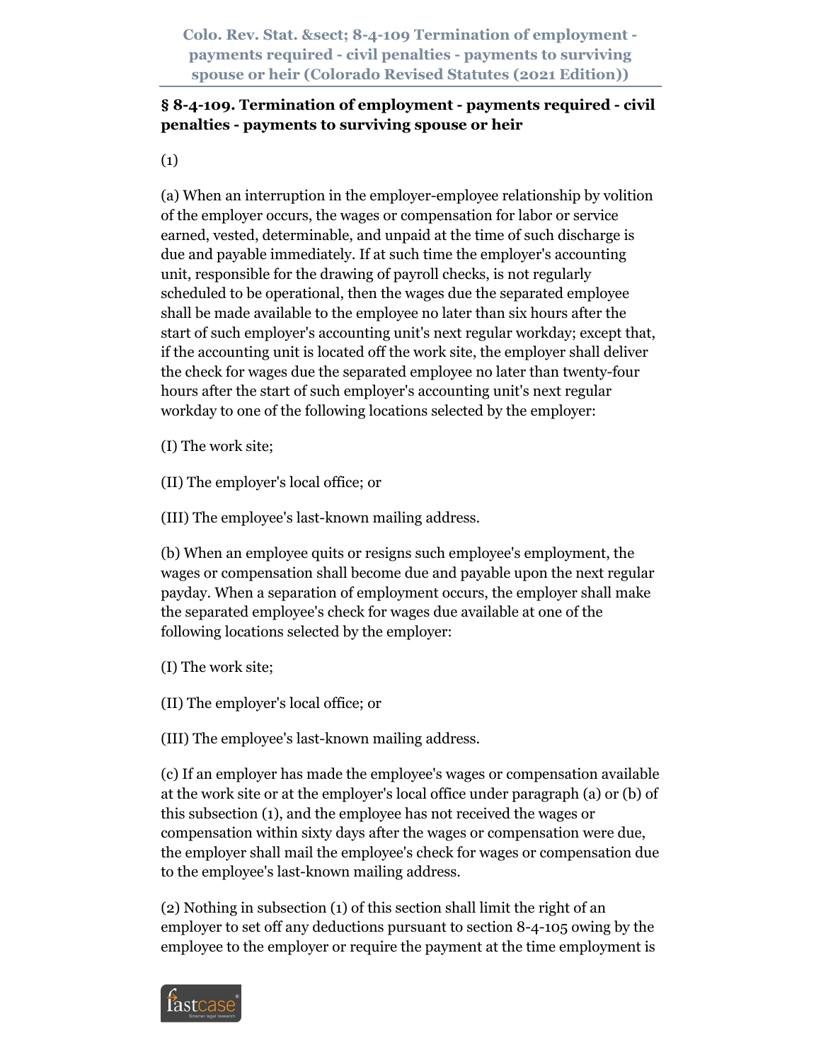# § 8-4-109. Termination of employment - payments required - civil penalties - payments to surviving spouse or heir

(1)

(a) When an interruption in the employer-employee relationship by volition of the employer occurs, the wages or compensation for labor or service earned, vested, determinable, and unpaid at the time of such discharge is due and payable immediately. If at such time the employer's accounting unit, responsible for the drawing of payroll checks, is not regularly scheduled to be operational, then the wages due the separated employee shall be made available to the employee no later than six hours after the start of such employer's accounting unit's next regular workday; except that, if the accounting unit is located off the work site, the employer shall deliver the check for wages due the separated employee no later than twenty-four hours after the start of such employer's accounting unit's next regular workday to one of the following locations selected by the employer:

(I) The work site;

(II) The employer's local office; or

(III) The employee's last-known mailing address.

(b) When an employee quits or resigns such employee's employment, the wages or compensation shall become due and payable upon the next regular payday. When a separation of employment occurs, the employer shall make the separated employee's check for wages due available at one of the following locations selected by the employer:

(I) The work site;

(II) The employer's local office; or

(III) The employee's last-known mailing address.

(c) If an employer has made the employee's wages or compensation available at the work site or at the employer's local office under paragraph (a) or (b) of this subsection (1), and the employee has not received the wages or compensation within sixty days after the wages or compensation were due, the employer shall mail the employee's check for wages or compensation due to the employee's last-known mailing address.

(2) Nothing in subsection (1) of this section shall limit the right of an employer to set off any deductions pursuant to section 8-4-105 owing by the employee to the employer or require the payment at the time employment is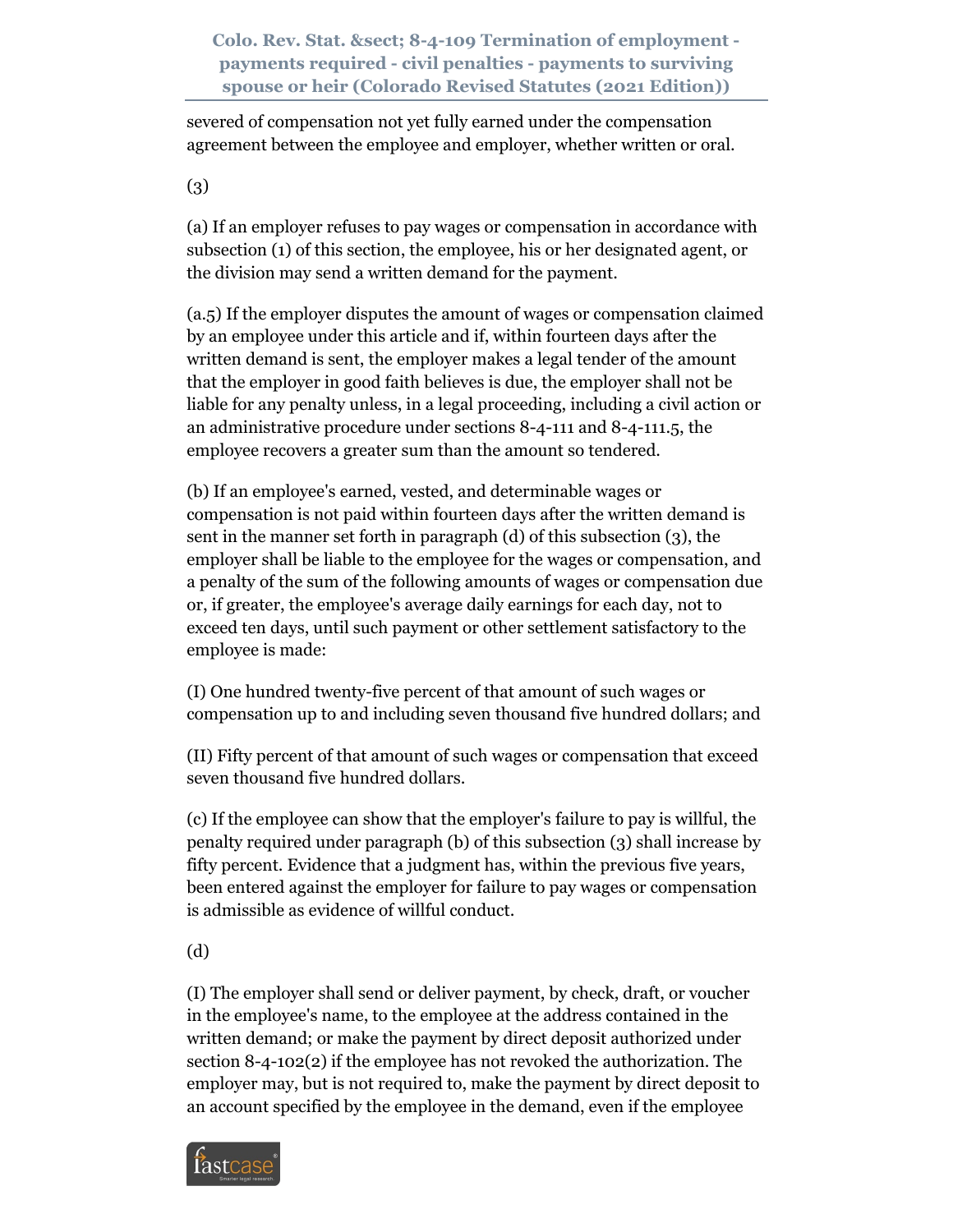severed of compensation not yet fully earned under the compensation agreement between the employee and employer, whether written or oral.

(3)

(a) If an employer refuses to pay wages or compensation in accordance with subsection (1) of this section, the employee, his or her designated agent, or the division may send a written demand for the payment.

(a.5) If the employer disputes the amount of wages or compensation claimed by an employee under this article and if, within fourteen days after the written demand is sent, the employer makes a legal tender of the amount that the employer in good faith believes is due, the employer shall not be liable for any penalty unless, in a legal proceeding, including a civil action or an administrative procedure under sections 8-4-111 and 8-4-111.5, the employee recovers a greater sum than the amount so tendered.

(b) If an employee's earned, vested, and determinable wages or compensation is not paid within fourteen days after the written demand is sent in the manner set forth in paragraph (d) of this subsection (3), the employer shall be liable to the employee for the wages or compensation, and a penalty of the sum of the following amounts of wages or compensation due or, if greater, the employee's average daily earnings for each day, not to exceed ten days, until such payment or other settlement satisfactory to the employee is made:

(I) One hundred twenty-five percent of that amount of such wages or compensation up to and including seven thousand five hundred dollars; and

(II) Fifty percent of that amount of such wages or compensation that exceed seven thousand five hundred dollars.

(c) If the employee can show that the employer's failure to pay is willful, the penalty required under paragraph (b) of this subsection (3) shall increase by fifty percent. Evidence that a judgment has, within the previous five years, been entered against the employer for failure to pay wages or compensation is admissible as evidence of willful conduct.

(d)

(I) The employer shall send or deliver payment, by check, draft, or voucher in the employee's name, to the employee at the address contained in the written demand; or make the payment by direct deposit authorized under section 8-4-102(2) if the employee has not revoked the authorization. The employer may, but is not required to, make the payment by direct deposit to an account specified by the employee in the demand, even if the employee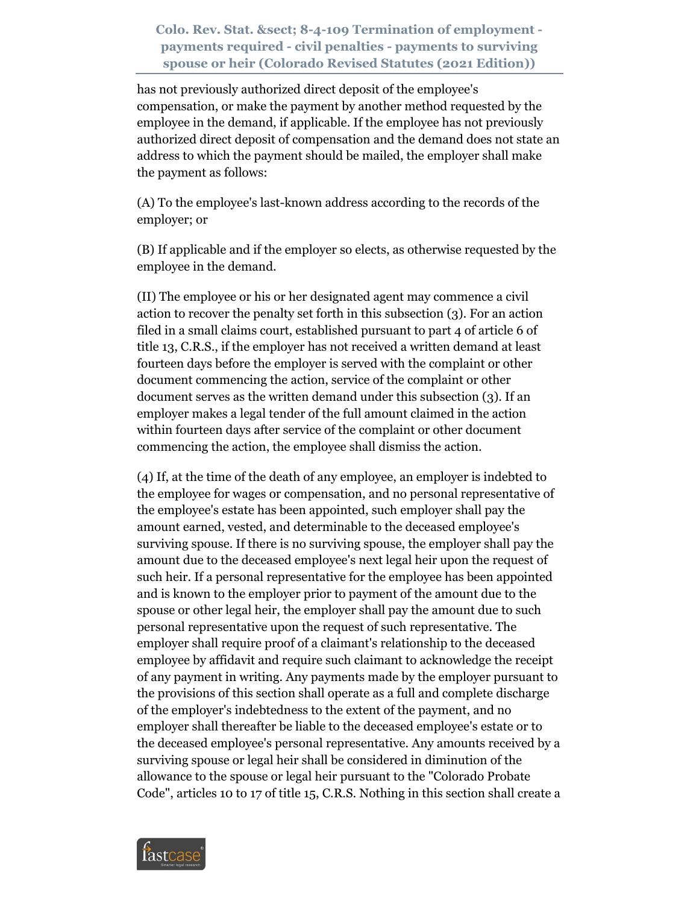has not previously authorized direct deposit of the employee's compensation, or make the payment by another method requested by the employee in the demand, if applicable. If the employee has not previously authorized direct deposit of compensation and the demand does not state an address to which the payment should be mailed, the employer shall make the payment as follows:

(A) To the employee's last-known address according to the records of the employer; or

(B) If applicable and if the employer so elects, as otherwise requested by the employee in the demand.

(II) The employee or his or her designated agent may commence a civil action to recover the penalty set forth in this subsection (3). For an action filed in a small claims court, established pursuant to part 4 of article 6 of title 13, C.R.S., if the employer has not received a written demand at least fourteen days before the employer is served with the complaint or other document commencing the action, service of the complaint or other document serves as the written demand under this subsection (3). If an employer makes a legal tender of the full amount claimed in the action within fourteen days after service of the complaint or other document commencing the action, the employee shall dismiss the action.

(4) If, at the time of the death of any employee, an employer is indebted to the employee for wages or compensation, and no personal representative of the employee's estate has been appointed, such employer shall pay the amount earned, vested, and determinable to the deceased employee's surviving spouse. If there is no surviving spouse, the employer shall pay the amount due to the deceased employee's next legal heir upon the request of such heir. If a personal representative for the employee has been appointed and is known to the employer prior to payment of the amount due to the spouse or other legal heir, the employer shall pay the amount due to such personal representative upon the request of such representative. The employer shall require proof of a claimant's relationship to the deceased employee by affidavit and require such claimant to acknowledge the receipt of any payment in writing. Any payments made by the employer pursuant to the provisions of this section shall operate as a full and complete discharge of the employer's indebtedness to the extent of the payment, and no employer shall thereafter be liable to the deceased employee's estate or to the deceased employee's personal representative. Any amounts received by a surviving spouse or legal heir shall be considered in diminution of the allowance to the spouse or legal heir pursuant to the "Colorado Probate Code", articles 10 to 17 of title 15, C.R.S. Nothing in this section shall create a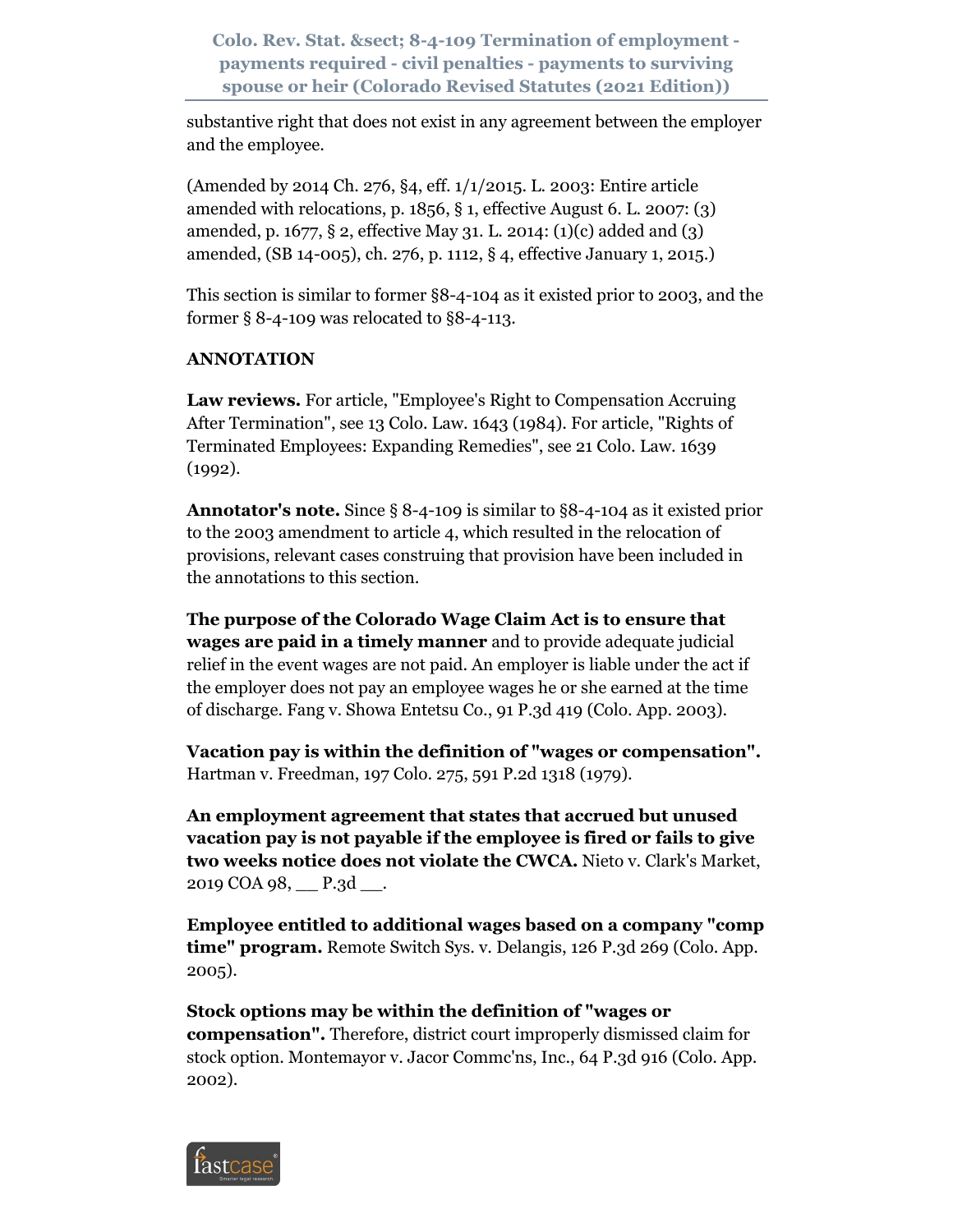substantive right that does not exist in any agreement between the employer and the employee.

(Amended by 2014 Ch. 276, §4, eff. 1/1/2015. L. 2003: Entire article amended with relocations, p. 1856, § 1, effective August 6. L. 2007: (3) amended, p. 1677, § 2, effective May 31. L. 2014: (1)(c) added and (3) amended, (SB 14-005), ch. 276, p. 1112, § 4, effective January 1, 2015.)

This section is similar to former §8-4-104 as it existed prior to 2003, and the former § 8-4-109 was relocated to §8-4-113.

**ANNOTATION**

**Law reviews.** For article, "Employee's Right to Compensation Accruing After Termination", see 13 Colo. Law. 1643 (1984). For article, "Rights of Terminated Employees: Expanding Remedies", see 21 Colo. Law. 1639 (1992).

**Annotator's note.** Since § 8-4-109 is similar to §8-4-104 as it existed prior to the 2003 amendment to article 4, which resulted in the relocation of provisions, relevant cases construing that provision have been included in the annotations to this section.

**The purpose of the Colorado Wage Claim Act is to ensure that wages are paid in a timely manner** and to provide adequate judicial relief in the event wages are not paid. An employer is liable under the act if the employer does not pay an employee wages he or she earned at the time of discharge. Fang v. Showa Entetsu Co., 91 P.3d 419 (Colo. App. 2003).

**Vacation pay is within the definition of "wages or compensation".** Hartman v. Freedman, 197 Colo. 275, 591 P.2d 1318 (1979).

**An employment agreement that states that accrued but unused vacation pay is not payable if the employee is fired or fails to give two weeks notice does not violate the CWCA.** Nieto v. Clark's Market, 2019 COA 98, __ P.3d __.

**Employee entitled to additional wages based on a company "comp time" program.** Remote Switch Sys. v. Delangis, 126 P.3d 269 (Colo. App. 2005).

**Stock options may be within the definition of "wages or compensation".** Therefore, district court improperly dismissed claim for stock option. Montemayor v. Jacor Commc'ns, Inc., 64 P.3d 916 (Colo. App. 2002).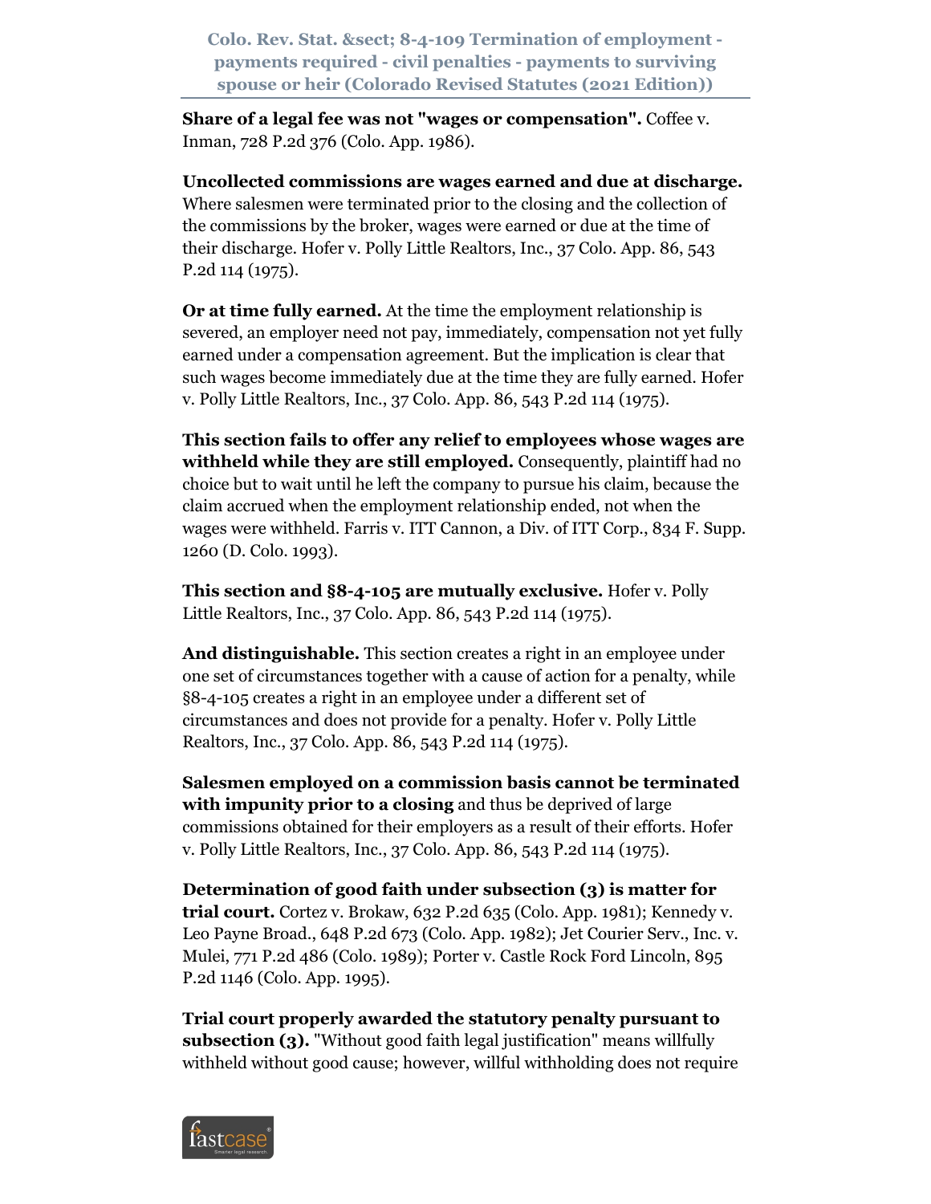**Share of a legal fee was not "wages or compensation".** Coffee v. Inman, 728 P.2d 376 (Colo. App. 1986).

**Uncollected commissions are wages earned and due at discharge.** Where salesmen were terminated prior to the closing and the collection of the commissions by the broker, wages were earned or due at the time of their discharge. Hofer v. Polly Little Realtors, Inc., 37 Colo. App. 86, 543 P.2d 114 (1975).

**Or at time fully earned.** At the time the employment relationship is severed, an employer need not pay, immediately, compensation not yet fully earned under a compensation agreement. But the implication is clear that such wages become immediately due at the time they are fully earned. Hofer v. Polly Little Realtors, Inc., 37 Colo. App. 86, 543 P.2d 114 (1975).

**This section fails to offer any relief to employees whose wages are withheld while they are still employed.** Consequently, plaintiff had no choice but to wait until he left the company to pursue his claim, because the claim accrued when the employment relationship ended, not when the wages were withheld. Farris v. ITT Cannon, a Div. of ITT Corp., 834 F. Supp. 1260 (D. Colo. 1993).

**This section and §8-4-105 are mutually exclusive.** Hofer v. Polly Little Realtors, Inc., 37 Colo. App. 86, 543 P.2d 114 (1975).

**And distinguishable.** This section creates a right in an employee under one set of circumstances together with a cause of action for a penalty, while §8-4-105 creates a right in an employee under a different set of circumstances and does not provide for a penalty. Hofer v. Polly Little Realtors, Inc., 37 Colo. App. 86, 543 P.2d 114 (1975).

**Salesmen employed on a commission basis cannot be terminated with impunity prior to a closing** and thus be deprived of large commissions obtained for their employers as a result of their efforts. Hofer v. Polly Little Realtors, Inc., 37 Colo. App. 86, 543 P.2d 114 (1975).

**Determination of good faith under subsection (3) is matter for trial court.** Cortez v. Brokaw, 632 P.2d 635 (Colo. App. 1981); Kennedy v. Leo Payne Broad., 648 P.2d 673 (Colo. App. 1982); Jet Courier Serv., Inc. v. Mulei, 771 P.2d 486 (Colo. 1989); Porter v. Castle Rock Ford Lincoln, 895 P.2d 1146 (Colo. App. 1995).

**Trial court properly awarded the statutory penalty pursuant to subsection (3).** "Without good faith legal justification" means willfully withheld without good cause; however, willful withholding does not require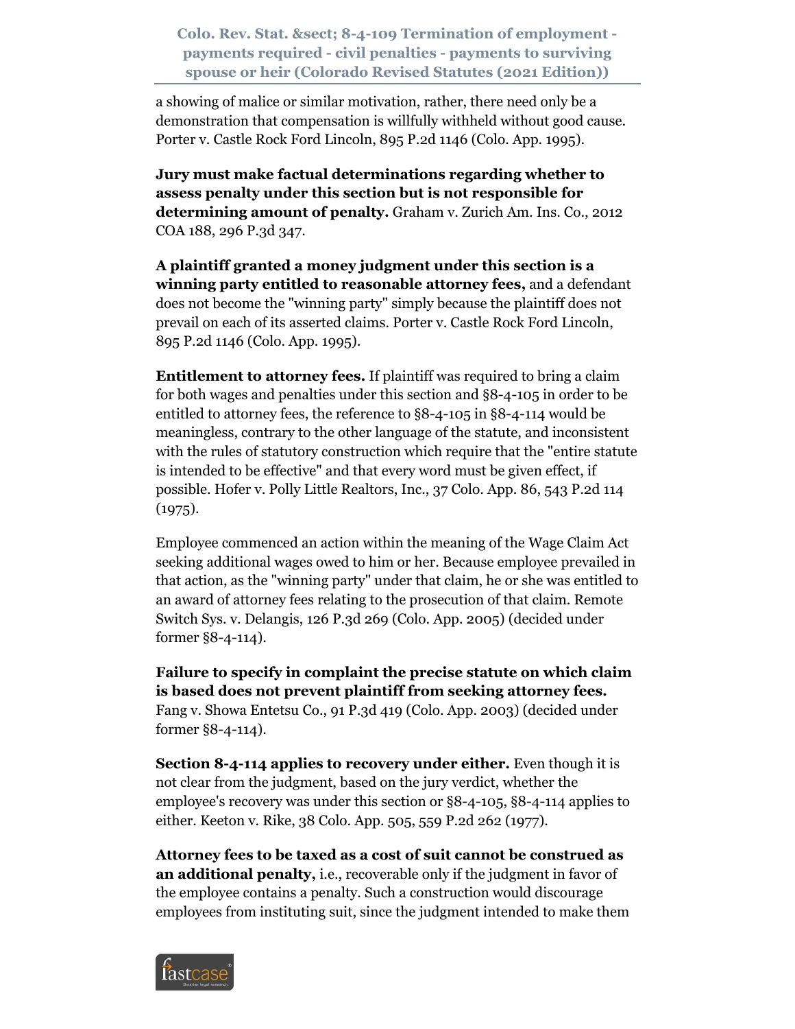a showing of malice or similar motivation, rather, there need only be a demonstration that compensation is willfully withheld without good cause. Porter v. Castle Rock Ford Lincoln, 895 P.2d 1146 (Colo. App. 1995).

**Jury must make factual determinations regarding whether to assess penalty under this section but is not responsible for determining amount of penalty.** Graham v. Zurich Am. Ins. Co., 2012 COA 188, 296 P.3d 347.

**A plaintiff granted a money judgment under this section is a winning party entitled to reasonable attorney fees,** and a defendant does not become the "winning party" simply because the plaintiff does not prevail on each of its asserted claims. Porter v. Castle Rock Ford Lincoln, 895 P.2d 1146 (Colo. App. 1995).

**Entitlement to attorney fees.** If plaintiff was required to bring a claim for both wages and penalties under this section and §8-4-105 in order to be entitled to attorney fees, the reference to §8-4-105 in §8-4-114 would be meaningless, contrary to the other language of the statute, and inconsistent with the rules of statutory construction which require that the "entire statute is intended to be effective" and that every word must be given effect, if possible. Hofer v. Polly Little Realtors, Inc., 37 Colo. App. 86, 543 P.2d 114 (1975).

Employee commenced an action within the meaning of the Wage Claim Act seeking additional wages owed to him or her. Because employee prevailed in that action, as the "winning party" under that claim, he or she was entitled to an award of attorney fees relating to the prosecution of that claim. Remote Switch Sys. v. Delangis, 126 P.3d 269 (Colo. App. 2005) (decided under former §8-4-114).

**Failure to specify in complaint the precise statute on which claim is based does not prevent plaintiff from seeking attorney fees.** Fang v. Showa Entetsu Co., 91 P.3d 419 (Colo. App. 2003) (decided under former §8-4-114).

**Section 8-4-114 applies to recovery under either.** Even though it is not clear from the judgment, based on the jury verdict, whether the employee's recovery was under this section or §8-4-105, §8-4-114 applies to either. Keeton v. Rike, 38 Colo. App. 505, 559 P.2d 262 (1977).

**Attorney fees to be taxed as a cost of suit cannot be construed as an additional penalty,** i.e., recoverable only if the judgment in favor of the employee contains a penalty. Such a construction would discourage employees from instituting suit, since the judgment intended to make them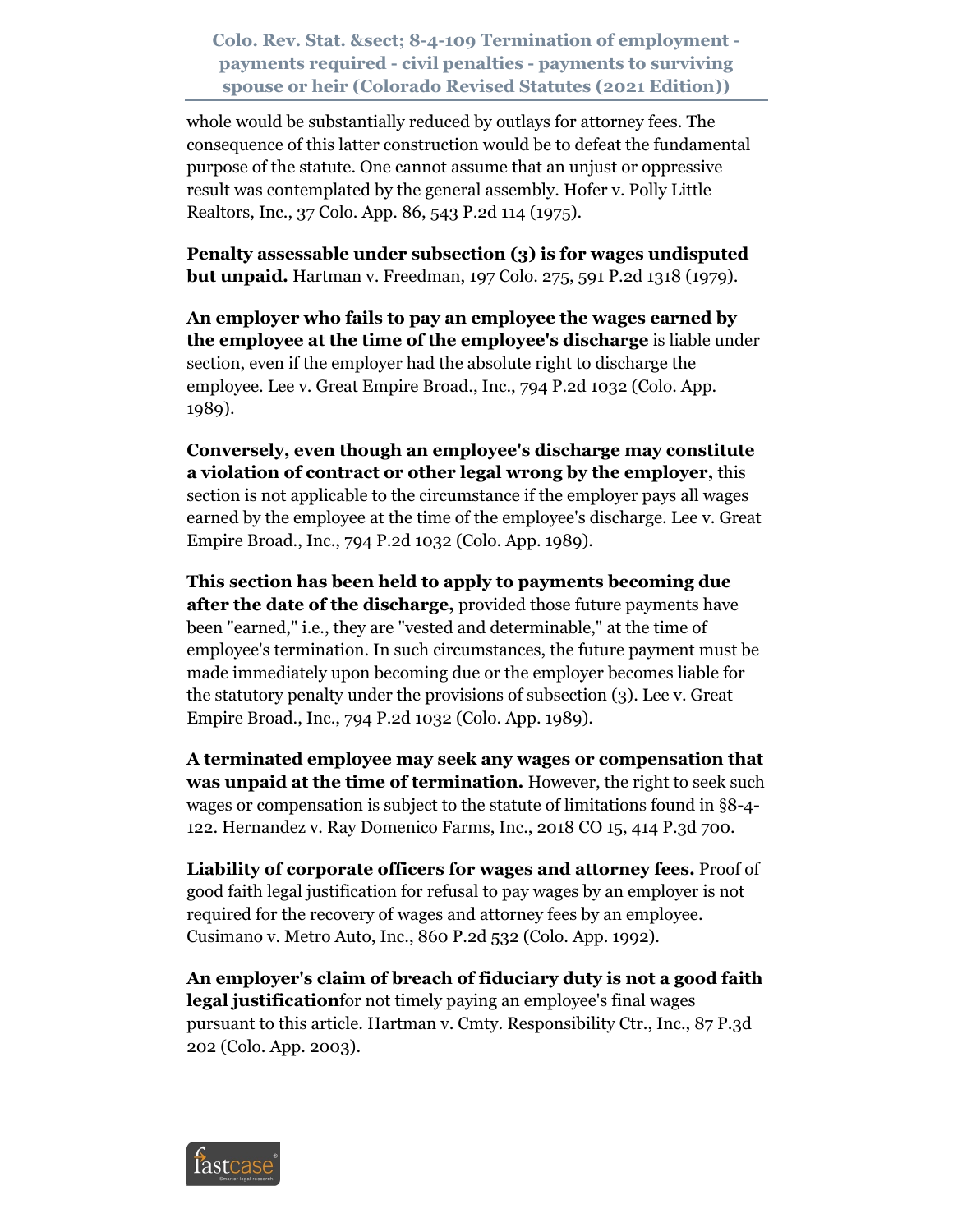whole would be substantially reduced by outlays for attorney fees. The consequence of this latter construction would be to defeat the fundamental purpose of the statute. One cannot assume that an unjust or oppressive result was contemplated by the general assembly. Hofer v. Polly Little Realtors, Inc., 37 Colo. App. 86, 543 P.2d 114 (1975).

**Penalty assessable under subsection (3) is for wages undisputed but unpaid.** Hartman v. Freedman, 197 Colo. 275, 591 P.2d 1318 (1979).

**An employer who fails to pay an employee the wages earned by the employee at the time of the employee's discharge** is liable under section, even if the employer had the absolute right to discharge the employee. Lee v. Great Empire Broad., Inc., 794 P.2d 1032 (Colo. App. 1989).

**Conversely, even though an employee's discharge may constitute a violation of contract or other legal wrong by the employer,** this section is not applicable to the circumstance if the employer pays all wages earned by the employee at the time of the employee's discharge. Lee v. Great Empire Broad., Inc., 794 P.2d 1032 (Colo. App. 1989).

**This section has been held to apply to payments becoming due after the date of the discharge,** provided those future payments have been "earned," i.e., they are "vested and determinable," at the time of employee's termination. In such circumstances, the future payment must be made immediately upon becoming due or the employer becomes liable for the statutory penalty under the provisions of subsection (3). Lee v. Great Empire Broad., Inc., 794 P.2d 1032 (Colo. App. 1989).

**A terminated employee may seek any wages or compensation that was unpaid at the time of termination.** However, the right to seek such wages or compensation is subject to the statute of limitations found in §8-4-122. Hernandez v. Ray Domenico Farms, Inc., 2018 CO 15, 414 P.3d 700.

**Liability of corporate officers for wages and attorney fees.** Proof of good faith legal justification for refusal to pay wages by an employer is not required for the recovery of wages and attorney fees by an employee. Cusimano v. Metro Auto, Inc., 860 P.2d 532 (Colo. App. 1992).

**An employer's claim of breach of fiduciary duty is not a good faith legal justification**for not timely paying an employee's final wages pursuant to this article. Hartman v. Cmty. Responsibility Ctr., Inc., 87 P.3d 202 (Colo. App. 2003).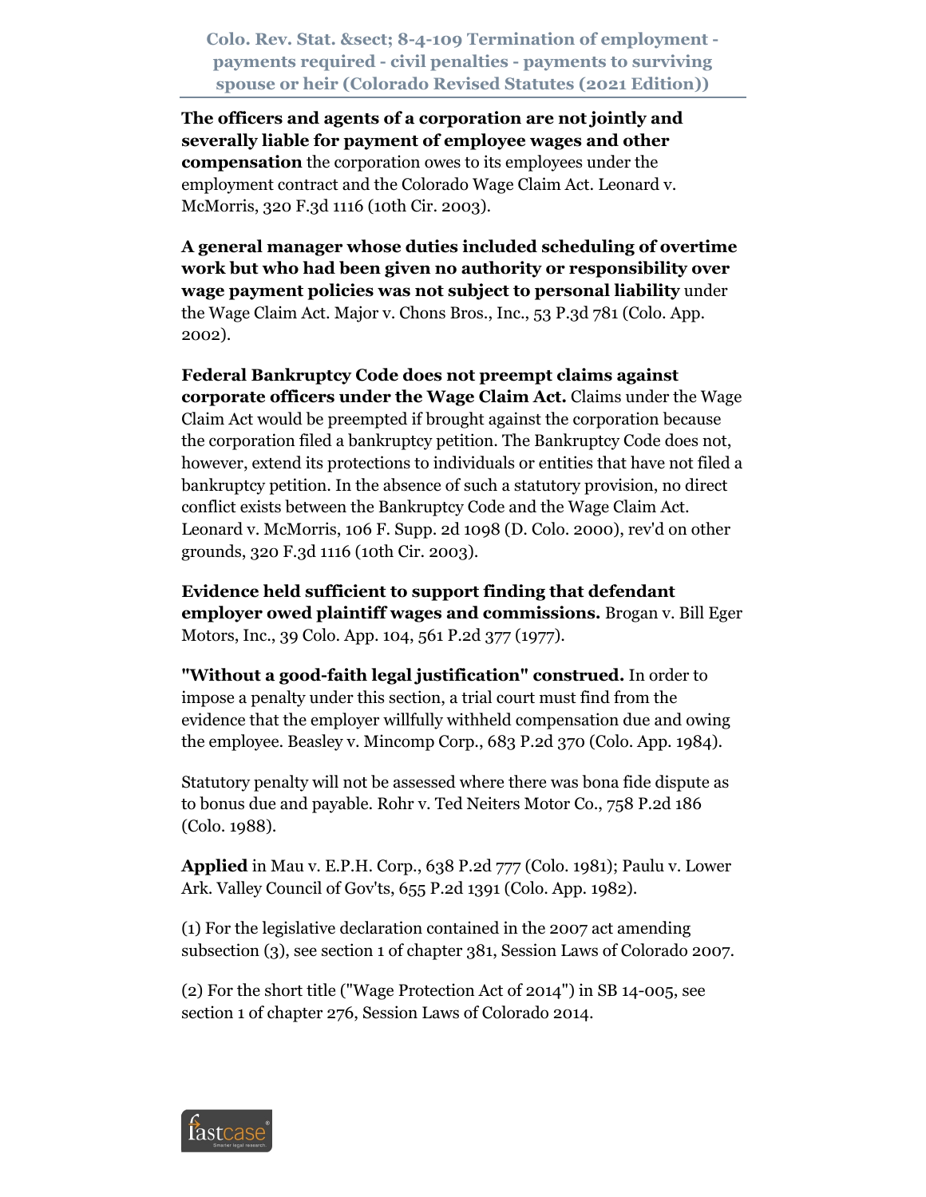**The officers and agents of a corporation are not jointly and severally liable for payment of employee wages and other compensation** the corporation owes to its employees under the employment contract and the Colorado Wage Claim Act. Leonard v. McMorris, 320 F.3d 1116 (10th Cir. 2003).

**A general manager whose duties included scheduling of overtime work but who had been given no authority or responsibility over wage payment policies was not subject to personal liability** under the Wage Claim Act. Major v. Chons Bros., Inc., 53 P.3d 781 (Colo. App. 2002).

**Federal Bankruptcy Code does not preempt claims against corporate officers under the Wage Claim Act.** Claims under the Wage Claim Act would be preempted if brought against the corporation because the corporation filed a bankruptcy petition. The Bankruptcy Code does not, however, extend its protections to individuals or entities that have not filed a bankruptcy petition. In the absence of such a statutory provision, no direct conflict exists between the Bankruptcy Code and the Wage Claim Act. Leonard v. McMorris, 106 F. Supp. 2d 1098 (D. Colo. 2000), rev'd on other grounds, 320 F.3d 1116 (10th Cir. 2003).

**Evidence held sufficient to support finding that defendant employer owed plaintiff wages and commissions.** Brogan v. Bill Eger Motors, Inc., 39 Colo. App. 104, 561 P.2d 377 (1977).

**"Without a good-faith legal justification" construed.** In order to impose a penalty under this section, a trial court must find from the evidence that the employer willfully withheld compensation due and owing the employee. Beasley v. Mincomp Corp., 683 P.2d 370 (Colo. App. 1984).

Statutory penalty will not be assessed where there was bona fide dispute as to bonus due and payable. Rohr v. Ted Neiters Motor Co., 758 P.2d 186 (Colo. 1988).

**Applied** in Mau v. E.P.H. Corp., 638 P.2d 777 (Colo. 1981); Paulu v. Lower Ark. Valley Council of Gov'ts, 655 P.2d 1391 (Colo. App. 1982).

(1) For the legislative declaration contained in the 2007 act amending subsection (3), see section 1 of chapter 381, Session Laws of Colorado 2007.

(2) For the short title ("Wage Protection Act of 2014") in SB 14-005, see section 1 of chapter 276, Session Laws of Colorado 2014.